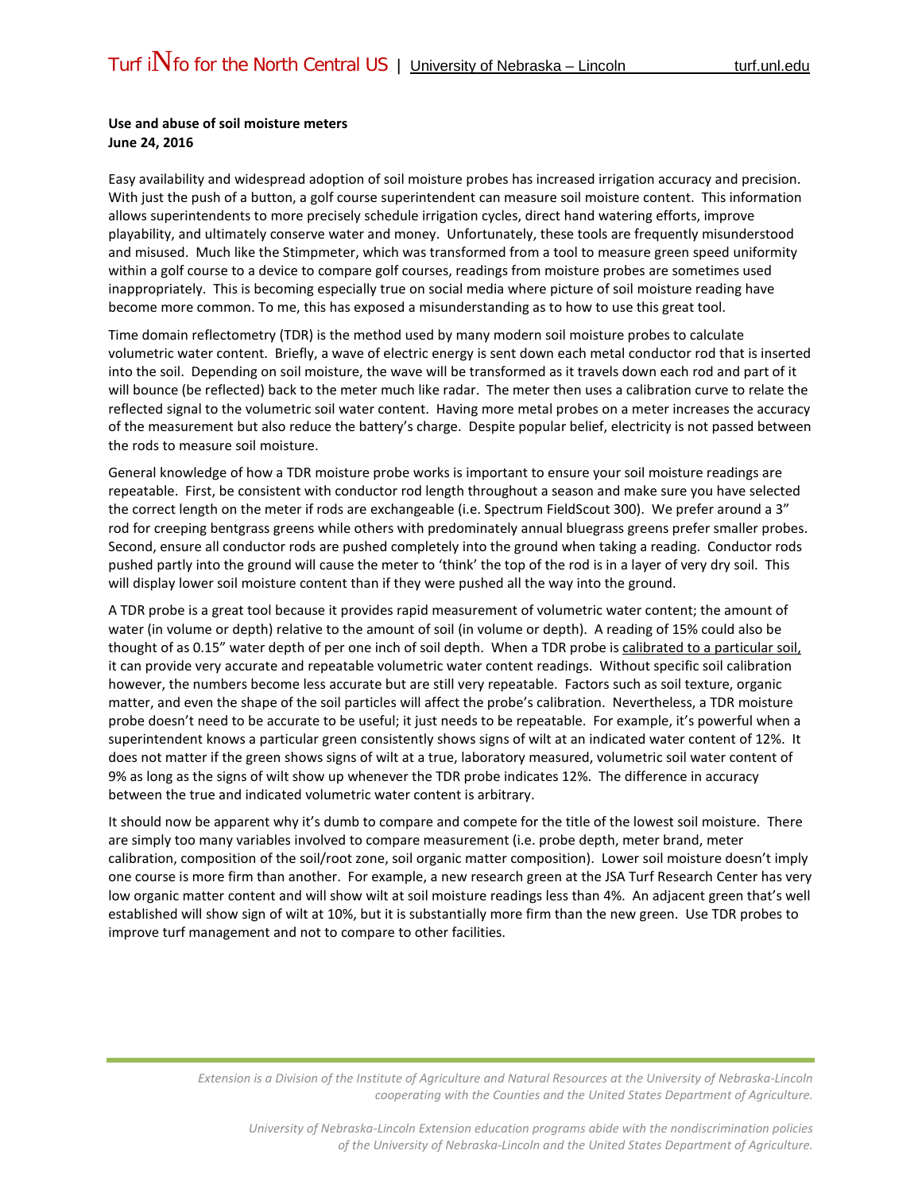**Use and abuse of soil moisture meters**
**June 24, 2016**

Easy availability and widespread adoption of soil moisture probes has increased irrigation accuracy and precision. With just the push of a button, a golf course superintendent can measure soil moisture content. This information allows superintendents to more precisely schedule irrigation cycles, direct hand watering efforts, improve playability, and ultimately conserve water and money. Unfortunately, these tools are frequently misunderstood and misused. Much like the Stimpmeter, which was transformed from a tool to measure green speed uniformity within a golf course to a device to compare golf courses, readings from moisture probes are sometimes used inappropriately. This is becoming especially true on social media where picture of soil moisture reading have become more common. To me, this has exposed a misunderstanding as to how to use this great tool.

Time domain reflectometry (TDR) is the method used by many modern soil moisture probes to calculate volumetric water content. Briefly, a wave of electric energy is sent down each metal conductor rod that is inserted into the soil. Depending on soil moisture, the wave will be transformed as it travels down each rod and part of it will bounce (be reflected) back to the meter much like radar. The meter then uses a calibration curve to relate the reflected signal to the volumetric soil water content. Having more metal probes on a meter increases the accuracy of the measurement but also reduce the battery's charge. Despite popular belief, electricity is not passed between the rods to measure soil moisture.

General knowledge of how a TDR moisture probe works is important to ensure your soil moisture readings are repeatable. First, be consistent with conductor rod length throughout a season and make sure you have selected the correct length on the meter if rods are exchangeable (i.e. Spectrum FieldScout 300). We prefer around a 3" rod for creeping bentgrass greens while others with predominately annual bluegrass greens prefer smaller probes. Second, ensure all conductor rods are pushed completely into the ground when taking a reading. Conductor rods pushed partly into the ground will cause the meter to 'think' the top of the rod is in a layer of very dry soil. This will display lower soil moisture content than if they were pushed all the way into the ground.

A TDR probe is a great tool because it provides rapid measurement of volumetric water content; the amount of water (in volume or depth) relative to the amount of soil (in volume or depth). A reading of 15% could also be thought of as 0.15" water depth of per one inch of soil depth. When a TDR probe is <u>calibrated to a particular soil,</u> it can provide very accurate and repeatable volumetric water content readings. Without specific soil calibration however, the numbers become less accurate but are still very repeatable. Factors such as soil texture, organic matter, and even the shape of the soil particles will affect the probe's calibration. Nevertheless, a TDR moisture probe doesn't need to be accurate to be useful; it just needs to be repeatable. For example, it's powerful when a superintendent knows a particular green consistently shows signs of wilt at an indicated water content of 12%. It does not matter if the green shows signs of wilt at a true, laboratory measured, volumetric soil water content of 9% as long as the signs of wilt show up whenever the TDR probe indicates 12%. The difference in accuracy between the true and indicated volumetric water content is arbitrary.

It should now be apparent why it's dumb to compare and compete for the title of the lowest soil moisture. There are simply too many variables involved to compare measurement (i.e. probe depth, meter brand, meter calibration, composition of the soil/root zone, soil organic matter composition). Lower soil moisture doesn't imply one course is more firm than another. For example, a new research green at the JSA Turf Research Center has very low organic matter content and will show wilt at soil moisture readings less than 4%. An adjacent green that's well established will show sign of wilt at 10%, but it is substantially more firm than the new green. Use TDR probes to improve turf management and not to compare to other facilities.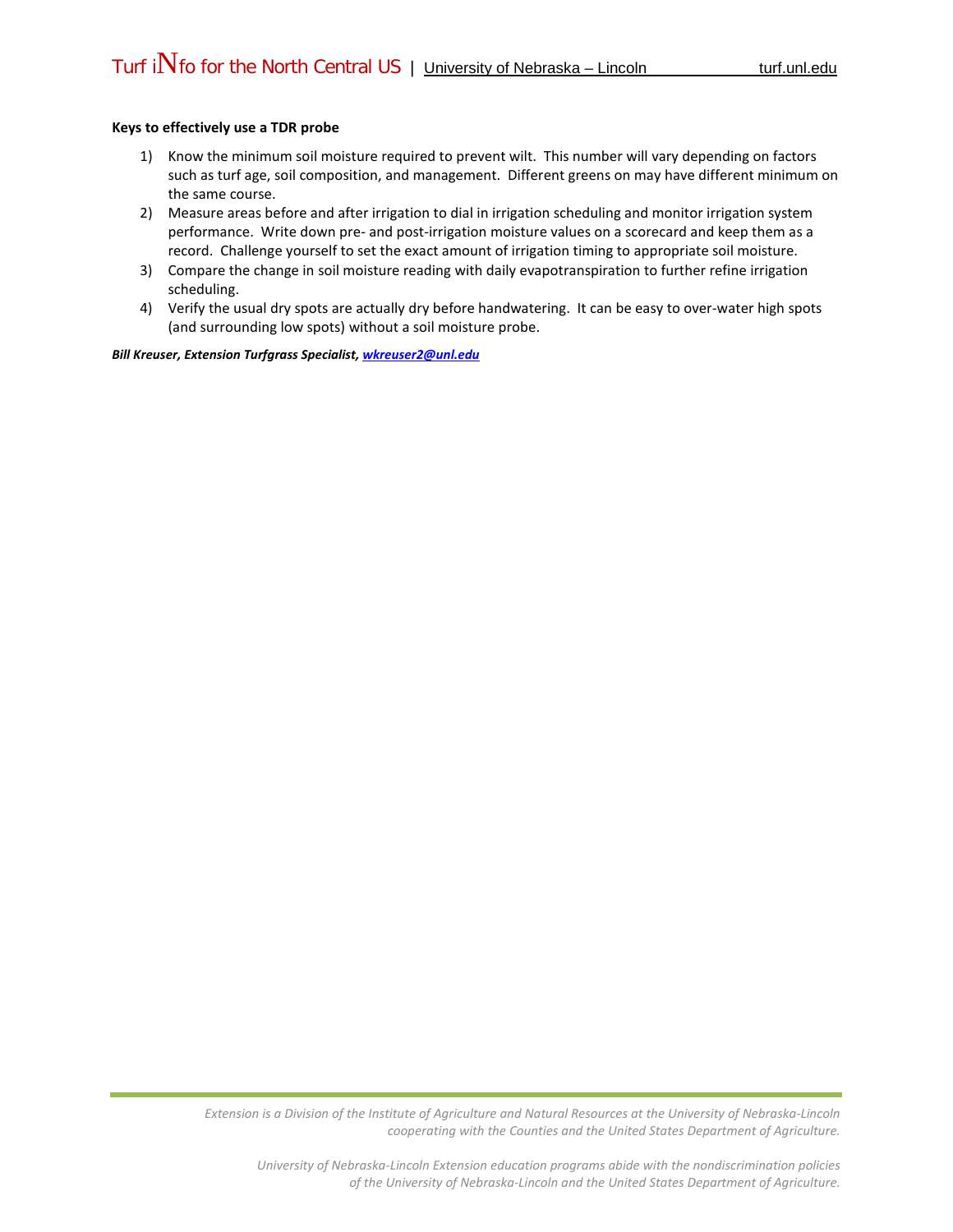**Keys to effectively use a TDR probe**

1) Know the minimum soil moisture required to prevent wilt. This number will vary depending on factors such as turf age, soil composition, and management. Different greens on may have different minimum on the same course.
2) Measure areas before and after irrigation to dial in irrigation scheduling and monitor irrigation system performance. Write down pre- and post-irrigation moisture values on a scorecard and keep them as a record. Challenge yourself to set the exact amount of irrigation timing to appropriate soil moisture.
3) Compare the change in soil moisture reading with daily evapotranspiration to further refine irrigation scheduling.
4) Verify the usual dry spots are actually dry before handwatering. It can be easy to over-water high spots (and surrounding low spots) without a soil moisture probe.

***Bill Kreuser, Extension Turfgrass Specialist, wkreuser2@unl.edu***

*Extension is a Division of the Institute of Agriculture and Natural Resources at the University of Nebraska-Lincoln cooperating with the Counties and the United States Department of Agriculture.*

*University of Nebraska-Lincoln Extension education programs abide with the nondiscrimination policies of the University of Nebraska-Lincoln and the United States Department of Agriculture.*